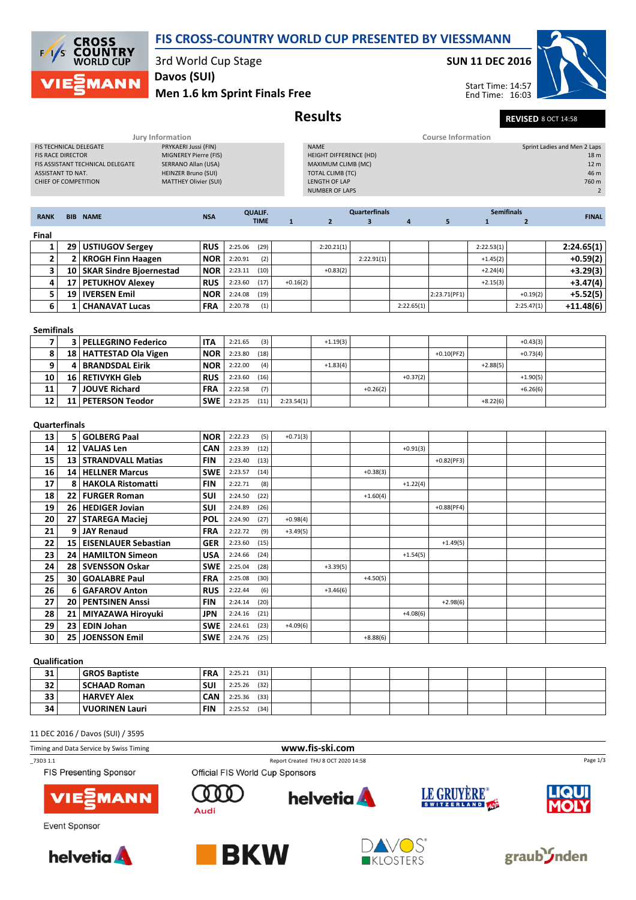# FIS CROSS-COUNTRY WORLD CUP PRESENTED BY VIESSMANN

3rd World Cup Stage

**SUN 11 DEC 2016**

**Davos (SUI)**

**Men 1.6 km Sprint Finals Free**

Start Time: 14:57
End Time: 16:03

## Results

**REVISED** 8 OCT 14:58

### Jury Information

| | |
|---|---|
| FIS TECHNICAL DELEGATE | PRYKAERI Jussi (FIN) |
| FIS RACE DIRECTOR | MIGNEREY Pierre (FIS) |
| FIS ASSISTANT TECHNICAL DELEGATE | SERRANO Allan (USA) |
| ASSISTANT TD NAT. | HEINZER Bruno (SUI) |
| CHIEF OF COMPETITION | MATTHEY Olivier (SUI) |

### Course Information

| | |
|---|---|
| NAME | Sprint Ladies and Men 2 Laps |
| HEIGHT DIFFERENCE (HD) | 18 m |
| MAXIMUM CLIMB (MC) | 12 m |
| TOTAL CLIMB (TC) | 46 m |
| LENGTH OF LAP | 760 m |
| NUMBER OF LAPS | 2 |

| RANK | BIB | NAME | NSA | QUALIF. TIME | Quarterfinals 1 | Quarterfinals 2 | Quarterfinals 3 | Quarterfinals 4 | Quarterfinals 5 | Semifinals 1 | Semifinals 2 | FINAL |
|---|---|---|---|---|---|---|---|---|---|---|---|---|
| **Final** | | | | | | | | | | | | |
| 1 | 29 | USTIUGOV Sergey | RUS | 2:25.06 (29) | | 2:20.21(1) | | | | 2:22.53(1) | | 2:24.65(1) |
| 2 | 2 | KROGH Finn Haagen | NOR | 2:20.91 (2) | | | 2:22.91(1) | | | +1.45(2) | | +0.59(2) |
| 3 | 10 | SKAR Sindre Bjoernestad | NOR | 2:23.11 (10) | | +0.83(2) | | | | +2.24(4) | | +3.29(3) |
| 4 | 17 | PETUKHOV Alexey | RUS | 2:23.60 (17) | +0.16(2) | | | | | +2.15(3) | | +3.47(4) |
| 5 | 19 | IVERSEN Emil | NOR | 2:24.08 (19) | | | | | 2:23.71(PF1) | | +0.19(2) | +5.52(5) |
| 6 | 1 | CHANAVAT Lucas | FRA | 2:20.78 (1) | | | | 2:22.65(1) | | | 2:25.47(1) | +11.48(6) |
| **Semifinals** | | | | | | | | | | | | |
| 7 | 3 | PELLEGRINO Federico | ITA | 2:21.65 (3) | | +1.19(3) | | | | | +0.43(3) | |
| 8 | 18 | HATTESTAD Ola Vigen | NOR | 2:23.80 (18) | | | | | +0.10(PF2) | | +0.73(4) | |
| 9 | 4 | BRANDSDAL Eirik | NOR | 2:22.00 (4) | | +1.83(4) | | | | +2.88(5) | | |
| 10 | 16 | RETIVYKH Gleb | RUS | 2:23.60 (16) | | | | +0.37(2) | | | +1.90(5) | |
| 11 | 7 | JOUVE Richard | FRA | 2:22.58 (7) | | | +0.26(2) | | | | +6.26(6) | |
| 12 | 11 | PETERSON Teodor | SWE | 2:23.25 (11) | 2:23.54(1) | | | | | +8.22(6) | | |
| **Quarterfinals** | | | | | | | | | | | | |
| 13 | 5 | GOLBERG Paal | NOR | 2:22.23 (5) | +0.71(3) | | | | | | | |
| 14 | 12 | VALJAS Len | CAN | 2:23.39 (12) | | | | +0.91(3) | | | | |
| 15 | 13 | STRANDVALL Matias | FIN | 2:23.40 (13) | | | | | +0.82(PF3) | | | |
| 16 | 14 | HELLNER Marcus | SWE | 2:23.57 (14) | | | +0.38(3) | | | | | |
| 17 | 8 | HAKOLA Ristomatti | FIN | 2:22.71 (8) | | | | +1.22(4) | | | | |
| 18 | 22 | FURGER Roman | SUI | 2:24.50 (22) | | | +1.60(4) | | | | | |
| 19 | 26 | HEDIGER Jovian | SUI | 2:24.89 (26) | | | | | +0.88(PF4) | | | |
| 20 | 27 | STAREGA Maciej | POL | 2:24.90 (27) | +0.98(4) | | | | | | | |
| 21 | 9 | JAY Renaud | FRA | 2:22.72 (9) | +3.49(5) | | | | | | | |
| 22 | 15 | EISENLAUER Sebastian | GER | 2:23.60 (15) | | | | | +1.49(5) | | | |
| 23 | 24 | HAMILTON Simeon | USA | 2:24.66 (24) | | | | +1.54(5) | | | | |
| 24 | 28 | SVENSSON Oskar | SWE | 2:25.04 (28) | | +3.39(5) | | | | | | |
| 25 | 30 | GOALABRE Paul | FRA | 2:25.08 (30) | | | +4.50(5) | | | | | |
| 26 | 6 | GAFAROV Anton | RUS | 2:22.44 (6) | | +3.46(6) | | | | | | |
| 27 | 20 | PENTSINEN Anssi | FIN | 2:24.14 (20) | | | | | +2.98(6) | | | |
| 28 | 21 | MIYAZAWA Hiroyuki | JPN | 2:24.16 (21) | | | | +4.08(6) | | | | |
| 29 | 23 | EDIN Johan | SWE | 2:24.61 (23) | +4.09(6) | | | | | | | |
| 30 | 25 | JOENSSON Emil | SWE | 2:24.76 (25) | | | +8.88(6) | | | | | |
| **Qualification** | | | | | | | | | | | | |
| 31 | | GROS Baptiste | FRA | 2:25.21 (31) | | | | | | | | |
| 32 | | SCHAAD Roman | SUI | 2:25.26 (32) | | | | | | | | |
| 33 | | HARVEY Alex | CAN | 2:25.36 (33) | | | | | | | | |
| 34 | | VUORINEN Lauri | FIN | 2:25.52 (34) | | | | | | | | |

11 DEC 2016 / Davos (SUI) / 3595

Timing and Data Service by Swiss Timing

www.fis-ski.com

_73D3 1.1

Report Created THU 8 OCT 2020 14:58

FIS Presenting Sponsor

Official FIS World Cup Sponsors

Event Sponsor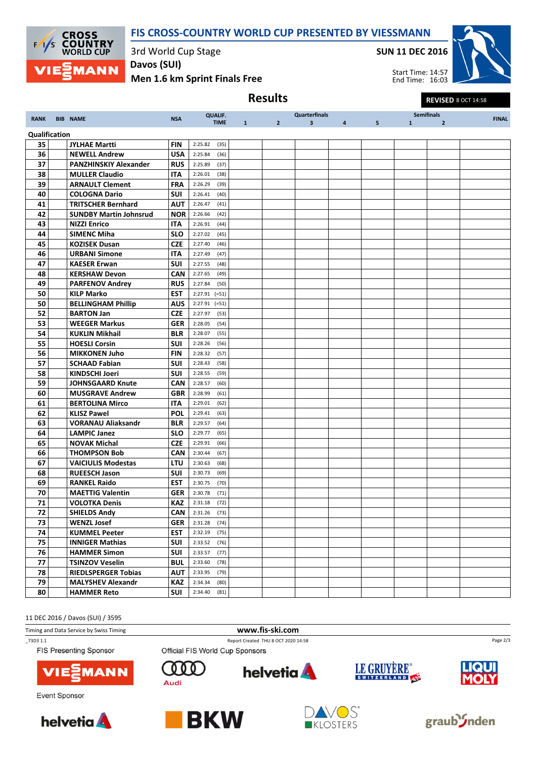# FIS CROSS-COUNTRY WORLD CUP PRESENTED BY VIESSMANN

3rd World Cup Stage
**Davos (SUI)**
**Men 1.6 km Sprint Finals Free**

**SUN 11 DEC 2016**

Start Time: 14:57
End Time: 16:03

## Results

**REVISED** 8 OCT 14:58

| RANK | BIB | NAME | NSA | QUALIF. TIME | Quarterfinals 1 | 2 | 3 | 4 | 5 | Semifinals 1 | 2 | FINAL |
|---|---|---|---|---|---|---|---|---|---|---|---|---|
| **Qualification** | | | | | | | | | | | | |
| 35 | | JYLHAE Martti | FIN | 2:25.82 (35) | | | | | | | | |
| 36 | | NEWELL Andrew | USA | 2:25.84 (36) | | | | | | | | |
| 37 | | PANZHINSKIY Alexander | RUS | 2:25.89 (37) | | | | | | | | |
| 38 | | MULLER Claudio | ITA | 2:26.01 (38) | | | | | | | | |
| 39 | | ARNAULT Clement | FRA | 2:26.29 (39) | | | | | | | | |
| 40 | | COLOGNA Dario | SUI | 2:26.41 (40) | | | | | | | | |
| 41 | | TRITSCHER Bernhard | AUT | 2:26.47 (41) | | | | | | | | |
| 42 | | SUNDBY Martin Johnsrud | NOR | 2:26.66 (42) | | | | | | | | |
| 43 | | NIZZI Enrico | ITA | 2:26.91 (44) | | | | | | | | |
| 44 | | SIMENC Miha | SLO | 2:27.02 (45) | | | | | | | | |
| 45 | | KOZISEK Dusan | CZE | 2:27.40 (46) | | | | | | | | |
| 46 | | URBANI Simone | ITA | 2:27.49 (47) | | | | | | | | |
| 47 | | KAESER Erwan | SUI | 2:27.55 (48) | | | | | | | | |
| 48 | | KERSHAW Devon | CAN | 2:27.65 (49) | | | | | | | | |
| 49 | | PARFENOV Andrey | RUS | 2:27.84 (50) | | | | | | | | |
| 50 | | KILP Marko | EST | 2:27.91 (=51) | | | | | | | | |
| 50 | | BELLINGHAM Phillip | AUS | 2:27.91 (=51) | | | | | | | | |
| 52 | | BARTON Jan | CZE | 2:27.97 (53) | | | | | | | | |
| 53 | | WEEGER Markus | GER | 2:28.05 (54) | | | | | | | | |
| 54 | | KUKLIN Mikhail | BLR | 2:28.07 (55) | | | | | | | | |
| 55 | | HOESLI Corsin | SUI | 2:28.26 (56) | | | | | | | | |
| 56 | | MIKKONEN Juho | FIN | 2:28.32 (57) | | | | | | | | |
| 57 | | SCHAAD Fabian | SUI | 2:28.43 (58) | | | | | | | | |
| 58 | | KINDSCHI Joeri | SUI | 2:28.55 (59) | | | | | | | | |
| 59 | | JOHNSGAARD Knute | CAN | 2:28.57 (60) | | | | | | | | |
| 60 | | MUSGRAVE Andrew | GBR | 2:28.99 (61) | | | | | | | | |
| 61 | | BERTOLINA Mirco | ITA | 2:29.01 (62) | | | | | | | | |
| 62 | | KLISZ Pawel | POL | 2:29.41 (63) | | | | | | | | |
| 63 | | VORANAU Aliaksandr | BLR | 2:29.57 (64) | | | | | | | | |
| 64 | | LAMPIC Janez | SLO | 2:29.77 (65) | | | | | | | | |
| 65 | | NOVAK Michal | CZE | 2:29.91 (66) | | | | | | | | |
| 66 | | THOMPSON Bob | CAN | 2:30.44 (67) | | | | | | | | |
| 67 | | VAICIULIS Modestas | LTU | 2:30.63 (68) | | | | | | | | |
| 68 | | RUEESCH Jason | SUI | 2:30.73 (69) | | | | | | | | |
| 69 | | RANKEL Raido | EST | 2:30.75 (70) | | | | | | | | |
| 70 | | MAETTIG Valentin | GER | 2:30.78 (71) | | | | | | | | |
| 71 | | VOLOTKA Denis | KAZ | 2:31.18 (72) | | | | | | | | |
| 72 | | SHIELDS Andy | CAN | 2:31.26 (73) | | | | | | | | |
| 73 | | WENZL Josef | GER | 2:31.28 (74) | | | | | | | | |
| 74 | | KUMMEL Peeter | EST | 2:32.19 (75) | | | | | | | | |
| 75 | | INNIGER Mathias | SUI | 2:33.52 (76) | | | | | | | | |
| 76 | | HAMMER Simon | SUI | 2:33.57 (77) | | | | | | | | |
| 77 | | TSINZOV Veselin | BUL | 2:33.60 (78) | | | | | | | | |
| 78 | | RIEDLSPERGER Tobias | AUT | 2:33.95 (79) | | | | | | | | |
| 79 | | MALYSHEV Alexandr | KAZ | 2:34.34 (80) | | | | | | | | |
| 80 | | HAMMER Reto | SUI | 2:34.40 (81) | | | | | | | | |

11 DEC 2016 / Davos (SUI) / 3595

Timing and Data Service by Swiss Timing

www.fis-ski.com

_73D3 1.1

Report Created THU 8 OCT 2020 14:58

FIS Presenting Sponsor

Official FIS World Cup Sponsors

Event Sponsor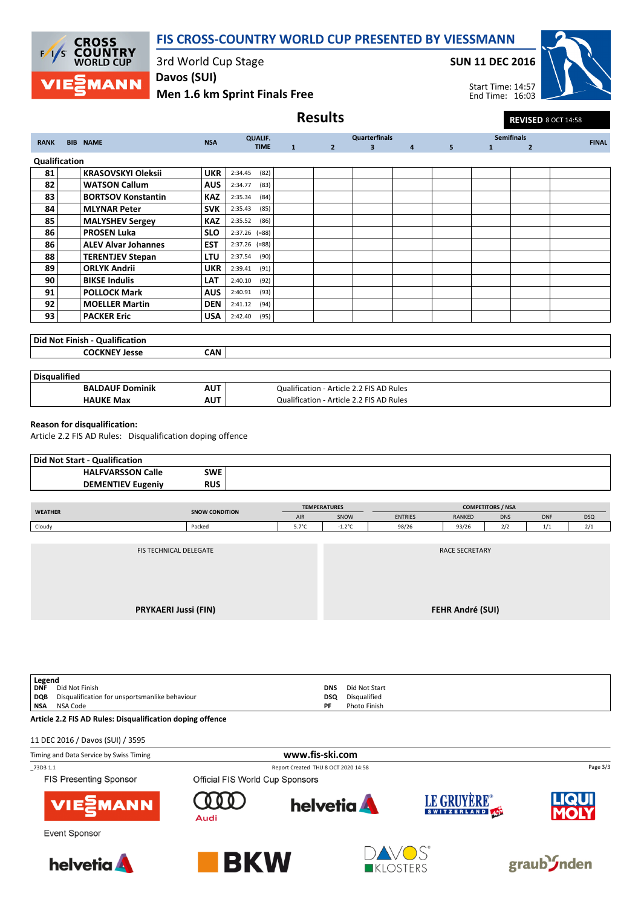# FIS CROSS-COUNTRY WORLD CUP PRESENTED BY VIESSMANN

3rd World Cup Stage

**Davos (SUI)**

**Men 1.6 km Sprint Finals Free**

**SUN 11 DEC 2016**

Start Time: 14:57
End Time: 16:03

## Results

**REVISED** 8 OCT 14:58

| RANK | BIB | NAME | NSA | QUALIF. TIME | Quarterfinals 1 | 2 | 3 | 4 | 5 | Semifinals 1 | 2 | FINAL |
|---|---|---|---|---|---|---|---|---|---|---|---|---|
| **Qualification** | | | | | | | | | | | | |
| 81 | | KRASOVSKYI Oleksii | UKR | 2:34.45 (82) | | | | | | | | |
| 82 | | WATSON Callum | AUS | 2:34.77 (83) | | | | | | | | |
| 83 | | BORTSOV Konstantin | KAZ | 2:35.34 (84) | | | | | | | | |
| 84 | | MLYNAR Peter | SVK | 2:35.43 (85) | | | | | | | | |
| 85 | | MALYSHEV Sergey | KAZ | 2:35.52 (86) | | | | | | | | |
| 86 | | PROSEN Luka | SLO | 2:37.26 (=88) | | | | | | | | |
| 86 | | ALEV Alvar Johannes | EST | 2:37.26 (=88) | | | | | | | | |
| 88 | | TERENTJEV Stepan | LTU | 2:37.54 (90) | | | | | | | | |
| 89 | | ORLYK Andrii | UKR | 2:39.41 (91) | | | | | | | | |
| 90 | | BIKSE Indulis | LAT | 2:40.10 (92) | | | | | | | | |
| 91 | | POLLOCK Mark | AUS | 2:40.91 (93) | | | | | | | | |
| 92 | | MOELLER Martin | DEN | 2:41.12 (94) | | | | | | | | |
| 93 | | PACKER Eric | USA | 2:42.40 (95) | | | | | | | | |

**Did Not Finish - Qualification**

| NAME | NSA |
|---|---|
| COCKNEY Jesse | CAN |

**Disqualified**

| NAME | NSA | Reason |
|---|---|---|
| BALDAUF Dominik | AUT | Qualification - Article 2.2 FIS AD Rules |
| HAUKE Max | AUT | Qualification - Article 2.2 FIS AD Rules |

**Reason for disqualification:**

Article 2.2 FIS AD Rules: Disqualification doping offence

**Did Not Start - Qualification**

| NAME | NSA |
|---|---|
| HALFVARSSON Calle | SWE |
| DEMENTIEV Eugeniy | RUS |

| WEATHER | SNOW CONDITION | TEMPERATURES AIR | SNOW | COMPETITORS / NSA ENTRIES | RANKED | DNS | DNF | DSQ |
|---|---|---|---|---|---|---|---|---|
| Cloudy | Packed | 5.7°C | -1.2°C | 98/26 | 93/26 | 2/2 | 1/1 | 2/1 |

| FIS TECHNICAL DELEGATE | RACE SECRETARY |
|---|---|
| PRYKAERI Jussi (FIN) | FEHR André (SUI) |

**Legend**

- **DNF** Did Not Finish
- **DQB** Disqualification for unsportsmanlike behaviour
- **NSA** NSA Code
- **DNS** Did Not Start
- **DSQ** Disqualified
- **PF** Photo Finish

**Article 2.2 FIS AD Rules: Disqualification doping offence**

11 DEC 2016 / Davos (SUI) / 3595

Timing and Data Service by Swiss Timing

www.fis-ski.com

_73D3 1.1 Report Created THU 8 OCT 2020 14:58

FIS Presenting Sponsor: VIESSMANN

Official FIS World Cup Sponsors: Audi, helvetia, LE GRUYÈRE SWITZERLAND, LIQUI MOLY

Event Sponsor: helvetia, BKW, DAVOS KLOSTERS, graubünden